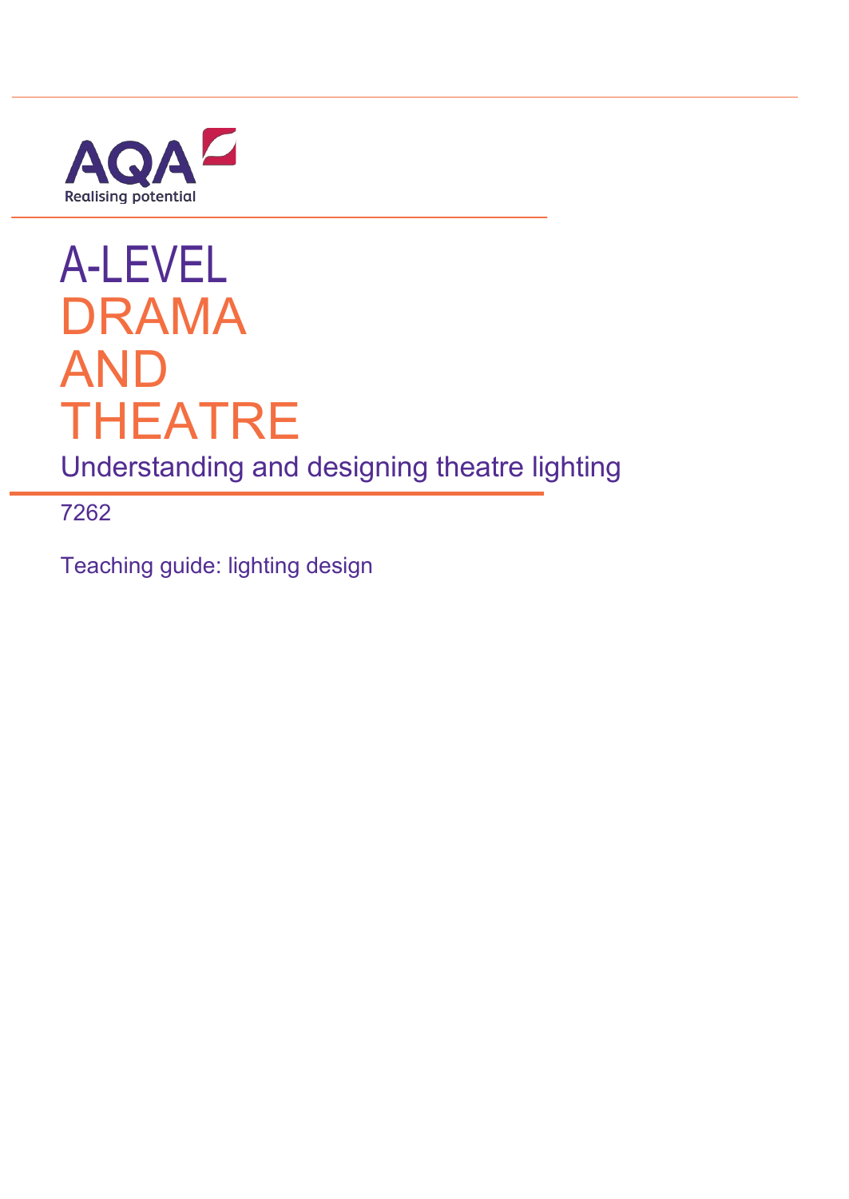AQA

Realising potential

# A-LEVEL DRAMA AND THEATRE

## Understanding and designing theatre lighting

7262

Teaching guide: lighting design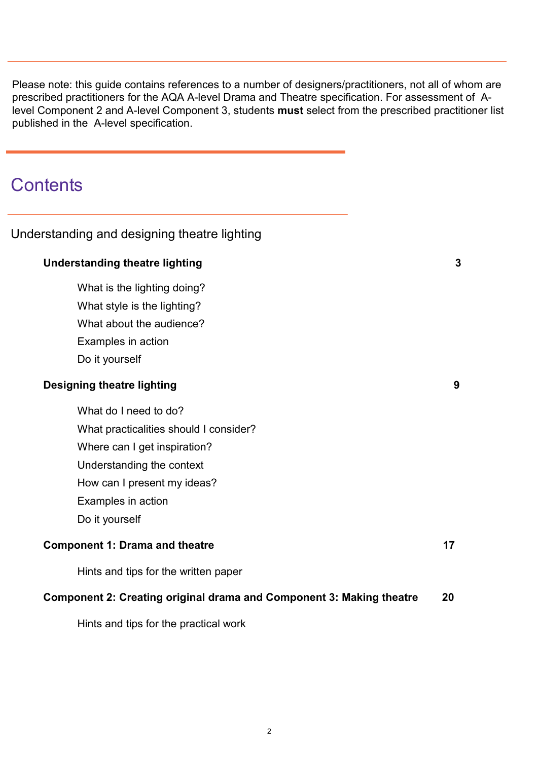Please note: this guide contains references to a number of designers/practitioners, not all of whom are prescribed practitioners for the AQA A-level Drama and Theatre specification. For assessment of A-level Component 2 and A-level Component 3, students **must** select from the prescribed practitioner list published in the A-level specification.

# Contents

## Understanding and designing theatre lighting

**Understanding theatre lighting** — 3

- What is the lighting doing?
- What style is the lighting?
- What about the audience?
- Examples in action
- Do it yourself

**Designing theatre lighting** — 9

- What do I need to do?
- What practicalities should I consider?
- Where can I get inspiration?
- Understanding the context
- How can I present my ideas?
- Examples in action
- Do it yourself

**Component 1: Drama and theatre** — 17

- Hints and tips for the written paper

**Component 2: Creating original drama and Component 3: Making theatre** — 20

- Hints and tips for the practical work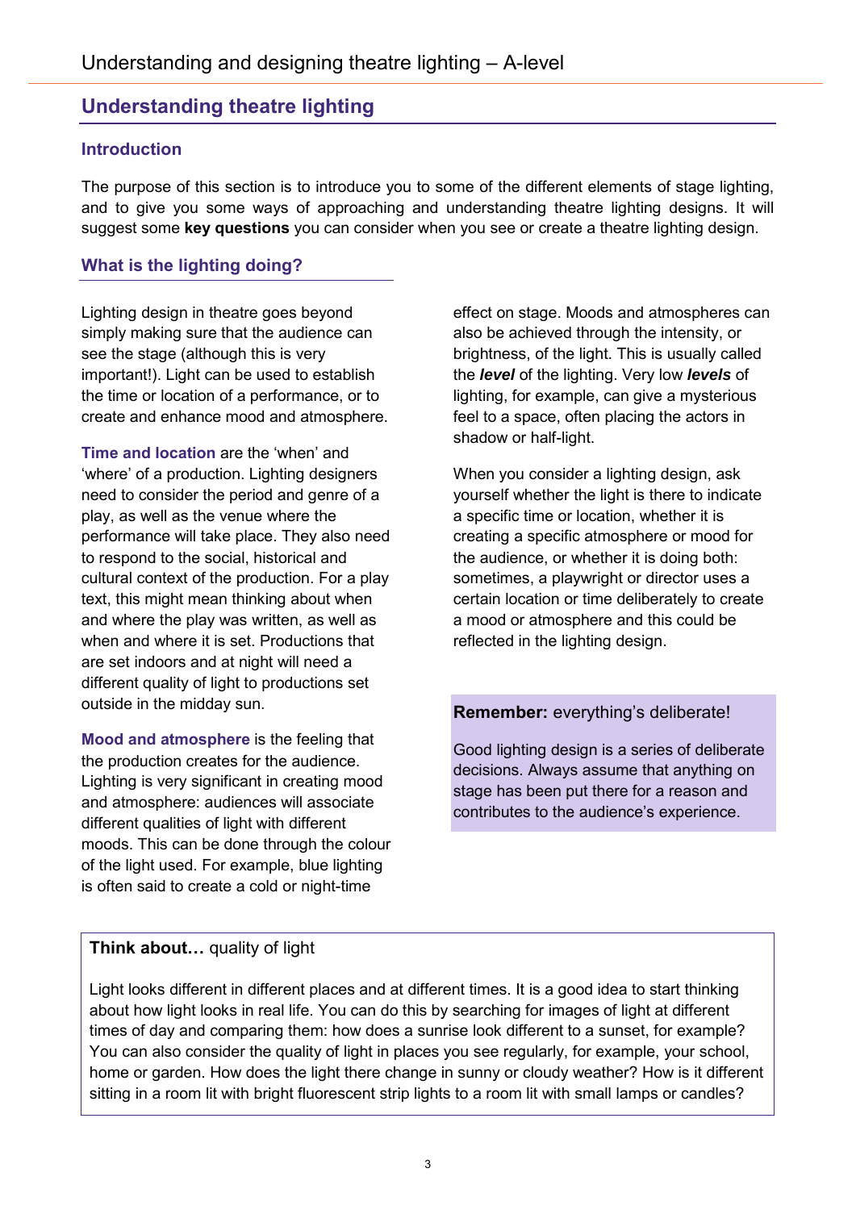## Understanding theatre lighting

### Introduction

The purpose of this section is to introduce you to some of the different elements of stage lighting, and to give you some ways of approaching and understanding theatre lighting designs. It will suggest some **key questions** you can consider when you see or create a theatre lighting design.

### What is the lighting doing?

Lighting design in theatre goes beyond simply making sure that the audience can see the stage (although this is very important!). Light can be used to establish the time or location of a performance, or to create and enhance mood and atmosphere.

**Time and location** are the 'when' and 'where' of a production. Lighting designers need to consider the period and genre of a play, as well as the venue where the performance will take place. They also need to respond to the social, historical and cultural context of the production. For a play text, this might mean thinking about when and where the play was written, as well as when and where it is set. Productions that are set indoors and at night will need a different quality of light to productions set outside in the midday sun.

**Mood and atmosphere** is the feeling that the production creates for the audience. Lighting is very significant in creating mood and atmosphere: audiences will associate different qualities of light with different moods. This can be done through the colour of the light used. For example, blue lighting is often said to create a cold or night-time effect on stage. Moods and atmospheres can also be achieved through the intensity, or brightness, of the light. This is usually called the ***level*** of the lighting. Very low ***levels*** of lighting, for example, can give a mysterious feel to a space, often placing the actors in shadow or half-light.

When you consider a lighting design, ask yourself whether the light is there to indicate a specific time or location, whether it is creating a specific atmosphere or mood for the audience, or whether it is doing both: sometimes, a playwright or director uses a certain location or time deliberately to create a mood or atmosphere and this could be reflected in the lighting design.

> **Remember:** everything's deliberate!
>
> Good lighting design is a series of deliberate decisions. Always assume that anything on stage has been put there for a reason and contributes to the audience's experience.

> **Think about…** quality of light
>
> Light looks different in different places and at different times. It is a good idea to start thinking about how light looks in real life. You can do this by searching for images of light at different times of day and comparing them: how does a sunrise look different to a sunset, for example? You can also consider the quality of light in places you see regularly, for example, your school, home or garden. How does the light there change in sunny or cloudy weather? How is it different sitting in a room lit with bright fluorescent strip lights to a room lit with small lamps or candles?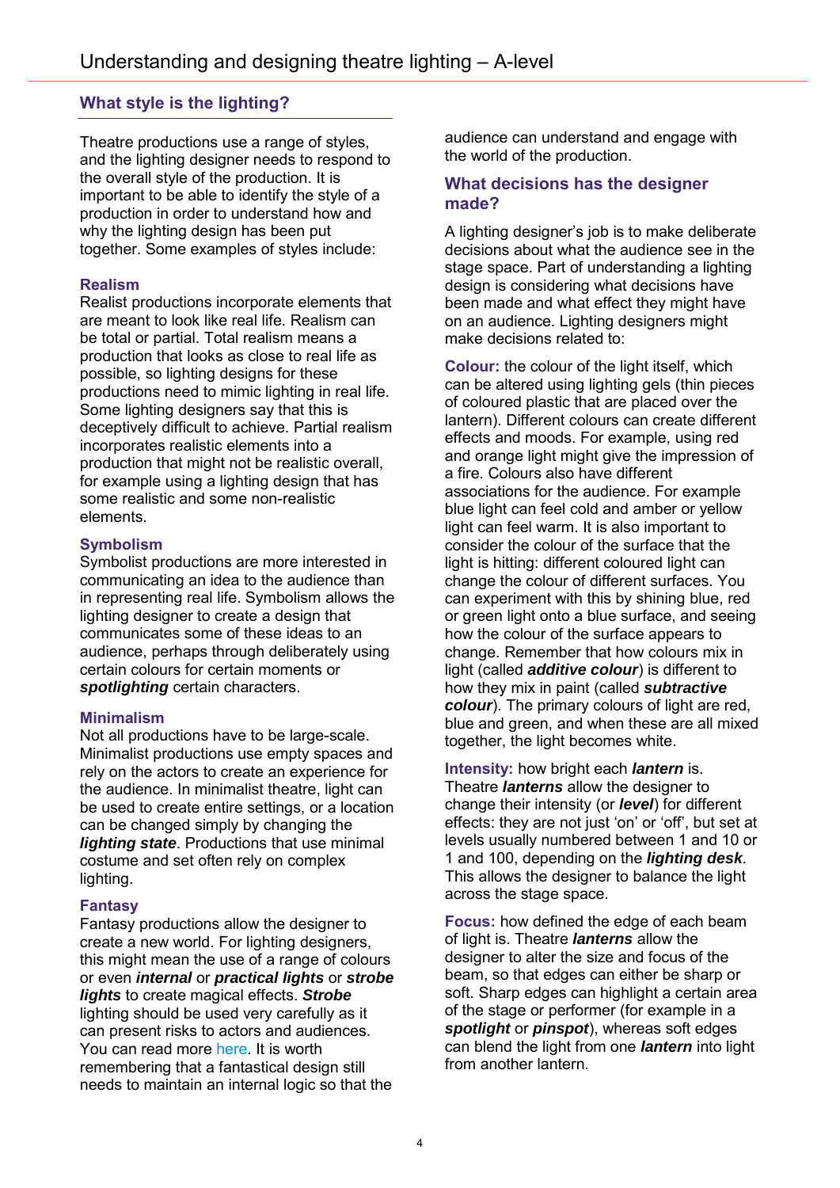## What style is the lighting?

Theatre productions use a range of styles, and the lighting designer needs to respond to the overall style of the production. It is important to be able to identify the style of a production in order to understand how and why the lighting design has been put together. Some examples of styles include:

### Realism

Realist productions incorporate elements that are meant to look like real life. Realism can be total or partial. Total realism means a production that looks as close to real life as possible, so lighting designs for these productions need to mimic lighting in real life. Some lighting designers say that this is deceptively difficult to achieve. Partial realism incorporates realistic elements into a production that might not be realistic overall, for example using a lighting design that has some realistic and some non-realistic elements.

### Symbolism

Symbolist productions are more interested in communicating an idea to the audience than in representing real life. Symbolism allows the lighting designer to create a design that communicates some of these ideas to an audience, perhaps through deliberately using certain colours for certain moments or ***spotlighting*** certain characters.

### Minimalism

Not all productions have to be large-scale. Minimalist productions use empty spaces and rely on the actors to create an experience for the audience. In minimalist theatre, light can be used to create entire settings, or a location can be changed simply by changing the ***lighting state***. Productions that use minimal costume and set often rely on complex lighting.

### Fantasy

Fantasy productions allow the designer to create a new world. For lighting designers, this might mean the use of a range of colours or even ***internal*** or ***practical lights*** or ***strobe lights*** to create magical effects. ***Strobe*** lighting should be used very carefully as it can present risks to actors and audiences. You can read more here. It is worth remembering that a fantastical design still needs to maintain an internal logic so that the audience can understand and engage with the world of the production.

## What decisions has the designer made?

A lighting designer's job is to make deliberate decisions about what the audience see in the stage space. Part of understanding a lighting design is considering what decisions have been made and what effect they might have on an audience. Lighting designers might make decisions related to:

**Colour:** the colour of the light itself, which can be altered using lighting gels (thin pieces of coloured plastic that are placed over the lantern). Different colours can create different effects and moods. For example, using red and orange light might give the impression of a fire. Colours also have different associations for the audience. For example blue light can feel cold and amber or yellow light can feel warm. It is also important to consider the colour of the surface that the light is hitting: different coloured light can change the colour of different surfaces. You can experiment with this by shining blue, red or green light onto a blue surface, and seeing how the colour of the surface appears to change. Remember that how colours mix in light (called ***additive colour***) is different to how they mix in paint (called ***subtractive colour***). The primary colours of light are red, blue and green, and when these are all mixed together, the light becomes white.

**Intensity:** how bright each ***lantern*** is. Theatre ***lanterns*** allow the designer to change their intensity (or ***level***) for different effects: they are not just 'on' or 'off', but set at levels usually numbered between 1 and 10 or 1 and 100, depending on the ***lighting desk***. This allows the designer to balance the light across the stage space.

**Focus:** how defined the edge of each beam of light is. Theatre ***lanterns*** allow the designer to alter the size and focus of the beam, so that edges can either be sharp or soft. Sharp edges can highlight a certain area of the stage or performer (for example in a ***spotlight*** or ***pinspot***), whereas soft edges can blend the light from one ***lantern*** into light from another lantern.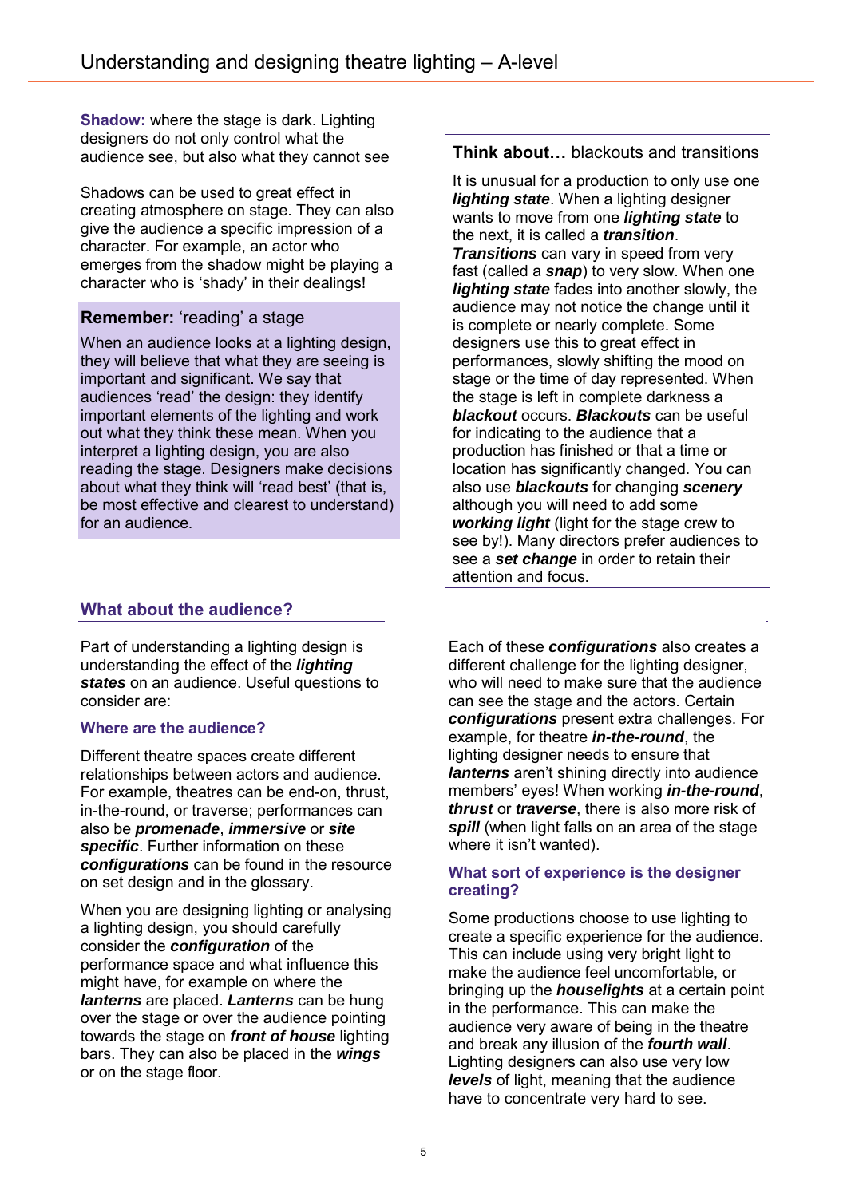**Shadow:** where the stage is dark. Lighting designers do not only control what the audience see, but also what they cannot see

Shadows can be used to great effect in creating atmosphere on stage. They can also give the audience a specific impression of a character. For example, an actor who emerges from the shadow might be playing a character who is 'shady' in their dealings!

**Remember:** 'reading' a stage

When an audience looks at a lighting design, they will believe that what they are seeing is important and significant. We say that audiences 'read' the design: they identify important elements of the lighting and work out what they think these mean. When you interpret a lighting design, you are also reading the stage. Designers make decisions about what they think will 'read best' (that is, be most effective and clearest to understand) for an audience.

**Think about…** blackouts and transitions

It is unusual for a production to only use one ***lighting state***. When a lighting designer wants to move from one ***lighting state*** to the next, it is called a ***transition***. ***Transitions*** can vary in speed from very fast (called a ***snap***) to very slow. When one ***lighting state*** fades into another slowly, the audience may not notice the change until it is complete or nearly complete. Some designers use this to great effect in performances, slowly shifting the mood on stage or the time of day represented. When the stage is left in complete darkness a ***blackout*** occurs. ***Blackouts*** can be useful for indicating to the audience that a production has finished or that a time or location has significantly changed. You can also use ***blackouts*** for changing ***scenery*** although you will need to add some ***working light*** (light for the stage crew to see by!). Many directors prefer audiences to see a ***set change*** in order to retain their attention and focus.

## What about the audience?

Part of understanding a lighting design is understanding the effect of the ***lighting states*** on an audience. Useful questions to consider are:

### Where are the audience?

Different theatre spaces create different relationships between actors and audience. For example, theatres can be end-on, thrust, in-the-round, or traverse; performances can also be ***promenade***, ***immersive*** or ***site specific***. Further information on these ***configurations*** can be found in the resource on set design and in the glossary.

When you are designing lighting or analysing a lighting design, you should carefully consider the ***configuration*** of the performance space and what influence this might have, for example on where the ***lanterns*** are placed. ***Lanterns*** can be hung over the stage or over the audience pointing towards the stage on ***front of house*** lighting bars. They can also be placed in the ***wings*** or on the stage floor.

Each of these ***configurations*** also creates a different challenge for the lighting designer, who will need to make sure that the audience can see the stage and the actors. Certain ***configurations*** present extra challenges. For example, for theatre ***in-the-round***, the lighting designer needs to ensure that ***lanterns*** aren't shining directly into audience members' eyes! When working ***in-the-round***, ***thrust*** or ***traverse***, there is also more risk of ***spill*** (when light falls on an area of the stage where it isn't wanted).

### What sort of experience is the designer creating?

Some productions choose to use lighting to create a specific experience for the audience. This can include using very bright light to make the audience feel uncomfortable, or bringing up the ***houselights*** at a certain point in the performance. This can make the audience very aware of being in the theatre and break any illusion of the ***fourth wall***. Lighting designers can also use very low ***levels*** of light, meaning that the audience have to concentrate very hard to see.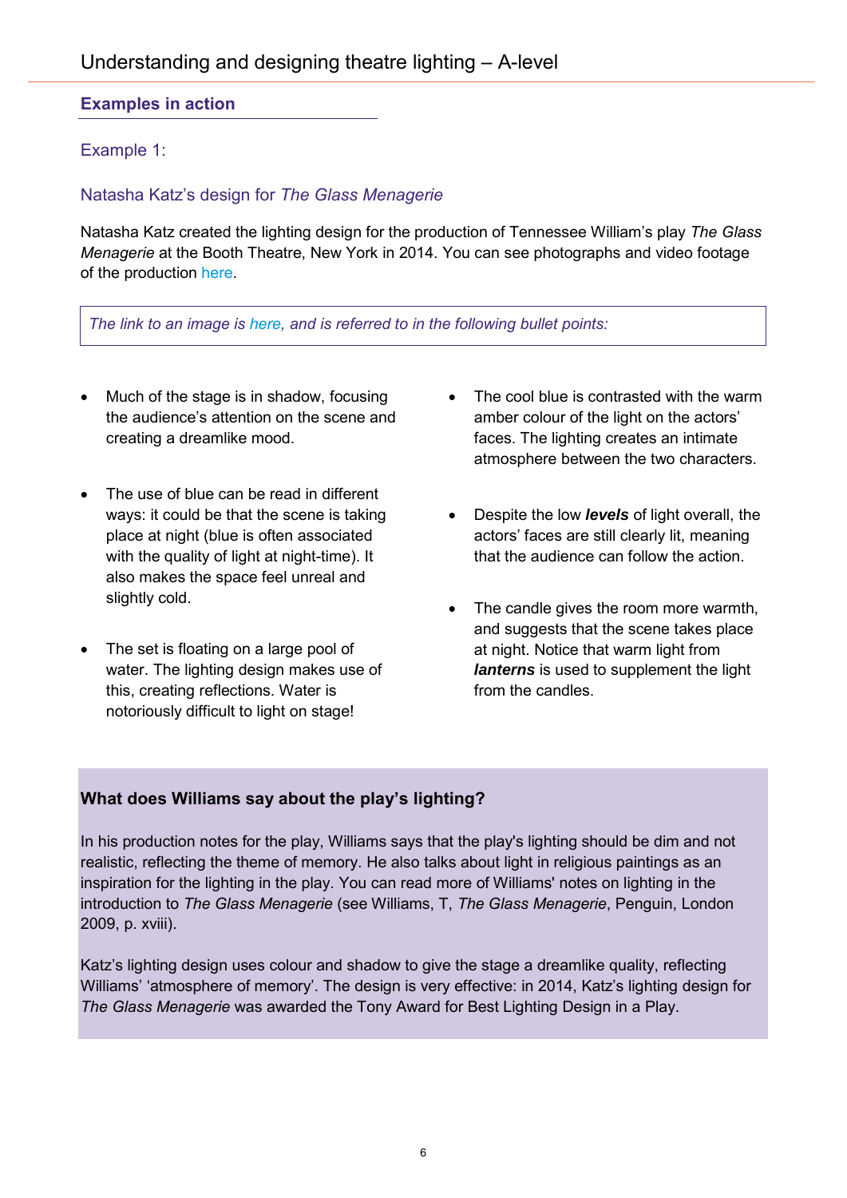## Examples in action

### Example 1:

### Natasha Katz's design for *The Glass Menagerie*

Natasha Katz created the lighting design for the production of Tennessee William's play *The Glass Menagerie* at the Booth Theatre, New York in 2014. You can see photographs and video footage of the production here.

*The link to an image is here, and is referred to in the following bullet points:*

- Much of the stage is in shadow, focusing the audience's attention on the scene and creating a dreamlike mood.
- The use of blue can be read in different ways: it could be that the scene is taking place at night (blue is often associated with the quality of light at night-time). It also makes the space feel unreal and slightly cold.
- The set is floating on a large pool of water. The lighting design makes use of this, creating reflections. Water is notoriously difficult to light on stage!
- The cool blue is contrasted with the warm amber colour of the light on the actors' faces. The lighting creates an intimate atmosphere between the two characters.
- Despite the low ***levels*** of light overall, the actors' faces are still clearly lit, meaning that the audience can follow the action.
- The candle gives the room more warmth, and suggests that the scene takes place at night. Notice that warm light from ***lanterns*** is used to supplement the light from the candles.

**What does Williams say about the play's lighting?**

In his production notes for the play, Williams says that the play's lighting should be dim and not realistic, reflecting the theme of memory. He also talks about light in religious paintings as an inspiration for the lighting in the play. You can read more of Williams' notes on lighting in the introduction to *The Glass Menagerie* (see Williams, T, *The Glass Menagerie*, Penguin, London 2009, p. xviii).

Katz's lighting design uses colour and shadow to give the stage a dreamlike quality, reflecting Williams' 'atmosphere of memory'. The design is very effective: in 2014, Katz's lighting design for *The Glass Menagerie* was awarded the Tony Award for Best Lighting Design in a Play.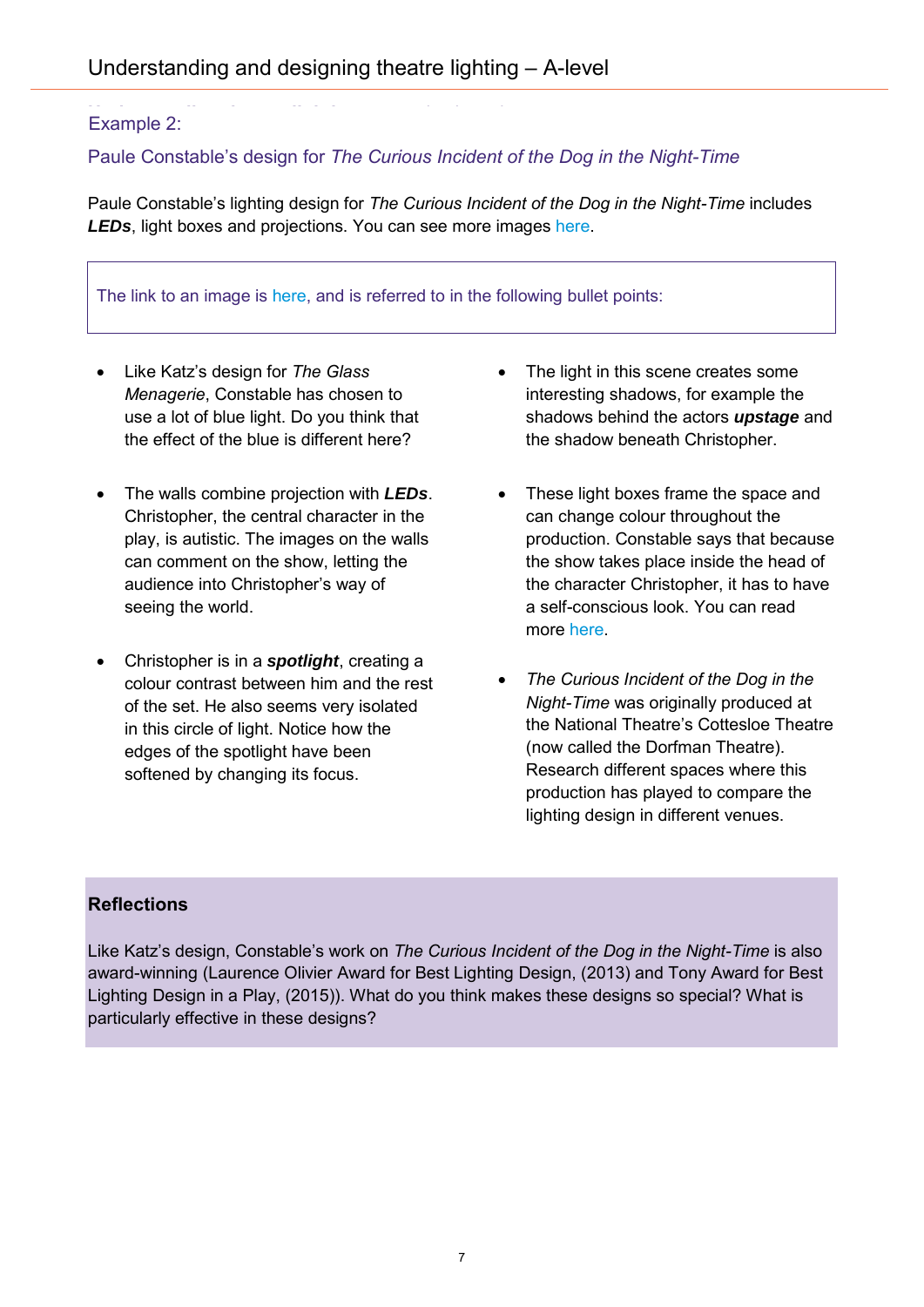## Example 2:

### Paule Constable's design for *The Curious Incident of the Dog in the Night-Time*

Paule Constable's lighting design for *The Curious Incident of the Dog in the Night-Time* includes ***LEDs***, light boxes and projections. You can see more images here.

The link to an image is here, and is referred to in the following bullet points:

- Like Katz's design for *The Glass Menagerie*, Constable has chosen to use a lot of blue light. Do you think that the effect of the blue is different here?
- The walls combine projection with ***LEDs***. Christopher, the central character in the play, is autistic. The images on the walls can comment on the show, letting the audience into Christopher's way of seeing the world.
- Christopher is in a ***spotlight***, creating a colour contrast between him and the rest of the set. He also seems very isolated in this circle of light. Notice how the edges of the spotlight have been softened by changing its focus.
- The light in this scene creates some interesting shadows, for example the shadows behind the actors ***upstage*** and the shadow beneath Christopher.
- These light boxes frame the space and can change colour throughout the production. Constable says that because the show takes place inside the head of the character Christopher, it has to have a self-conscious look. You can read more here.
- *The Curious Incident of the Dog in the Night-Time* was originally produced at the National Theatre's Cottesloe Theatre (now called the Dorfman Theatre). Research different spaces where this production has played to compare the lighting design in different venues.

**Reflections**

Like Katz's design, Constable's work on *The Curious Incident of the Dog in the Night-Time* is also award-winning (Laurence Olivier Award for Best Lighting Design, (2013) and Tony Award for Best Lighting Design in a Play, (2015)). What do you think makes these designs so special? What is particularly effective in these designs?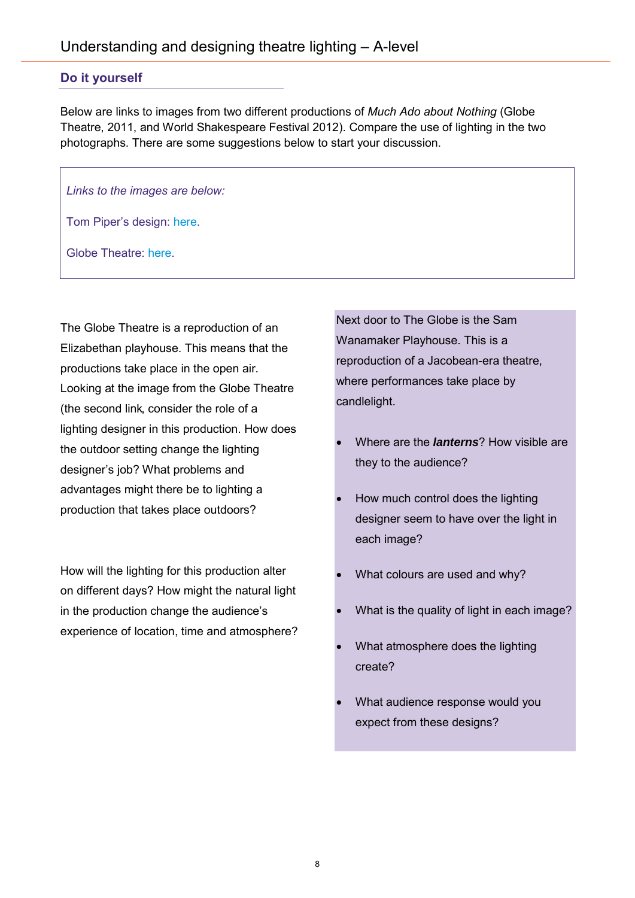## Do it yourself

Below are links to images from two different productions of *Much Ado about Nothing* (Globe Theatre, 2011, and World Shakespeare Festival 2012). Compare the use of lighting in the two photographs. There are some suggestions below to start your discussion.

> *Links to the images are below:*
>
> Tom Piper's design: here.
>
> Globe Theatre: here.

The Globe Theatre is a reproduction of an Elizabethan playhouse. This means that the productions take place in the open air. Looking at the image from the Globe Theatre (the second link, consider the role of a lighting designer in this production. How does the outdoor setting change the lighting designer's job? What problems and advantages might there be to lighting a production that takes place outdoors?

How will the lighting for this production alter on different days? How might the natural light in the production change the audience's experience of location, time and atmosphere?

Next door to The Globe is the Sam Wanamaker Playhouse. This is a reproduction of a Jacobean-era theatre, where performances take place by candlelight.

- Where are the ***lanterns***? How visible are they to the audience?
- How much control does the lighting designer seem to have over the light in each image?
- What colours are used and why?
- What is the quality of light in each image?
- What atmosphere does the lighting create?
- What audience response would you expect from these designs?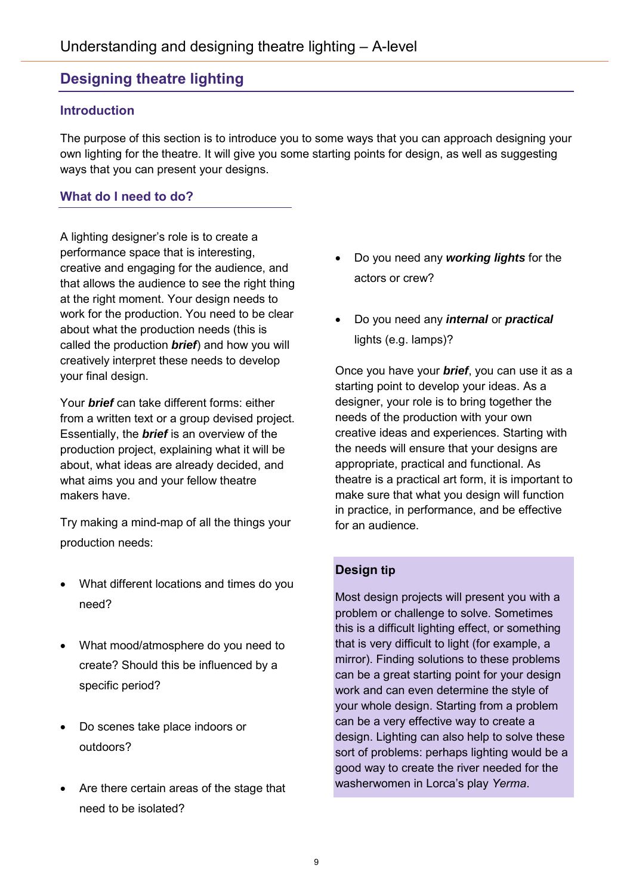# Designing theatre lighting

## Introduction

The purpose of this section is to introduce you to some ways that you can approach designing your own lighting for the theatre. It will give you some starting points for design, as well as suggesting ways that you can present your designs.

## What do I need to do?

A lighting designer's role is to create a performance space that is interesting, creative and engaging for the audience, and that allows the audience to see the right thing at the right moment. Your design needs to work for the production. You need to be clear about what the production needs (this is called the production ***brief***) and how you will creatively interpret these needs to develop your final design.

Your ***brief*** can take different forms: either from a written text or a group devised project. Essentially, the ***brief*** is an overview of the production project, explaining what it will be about, what ideas are already decided, and what aims you and your fellow theatre makers have.

Try making a mind-map of all the things your production needs:

- What different locations and times do you need?
- What mood/atmosphere do you need to create? Should this be influenced by a specific period?
- Do scenes take place indoors or outdoors?
- Are there certain areas of the stage that need to be isolated?
- Do you need any ***working lights*** for the actors or crew?
- Do you need any ***internal*** or ***practical*** lights (e.g. lamps)?

Once you have your ***brief***, you can use it as a starting point to develop your ideas. As a designer, your role is to bring together the needs of the production with your own creative ideas and experiences. Starting with the needs will ensure that your designs are appropriate, practical and functional. As theatre is a practical art form, it is important to make sure that what you design will function in practice, in performance, and be effective for an audience.

**Design tip**

Most design projects will present you with a problem or challenge to solve. Sometimes this is a difficult lighting effect, or something that is very difficult to light (for example, a mirror). Finding solutions to these problems can be a great starting point for your design work and can even determine the style of your whole design. Starting from a problem can be a very effective way to create a design. Lighting can also help to solve these sort of problems: perhaps lighting would be a good way to create the river needed for the washerwomen in Lorca's play *Yerma*.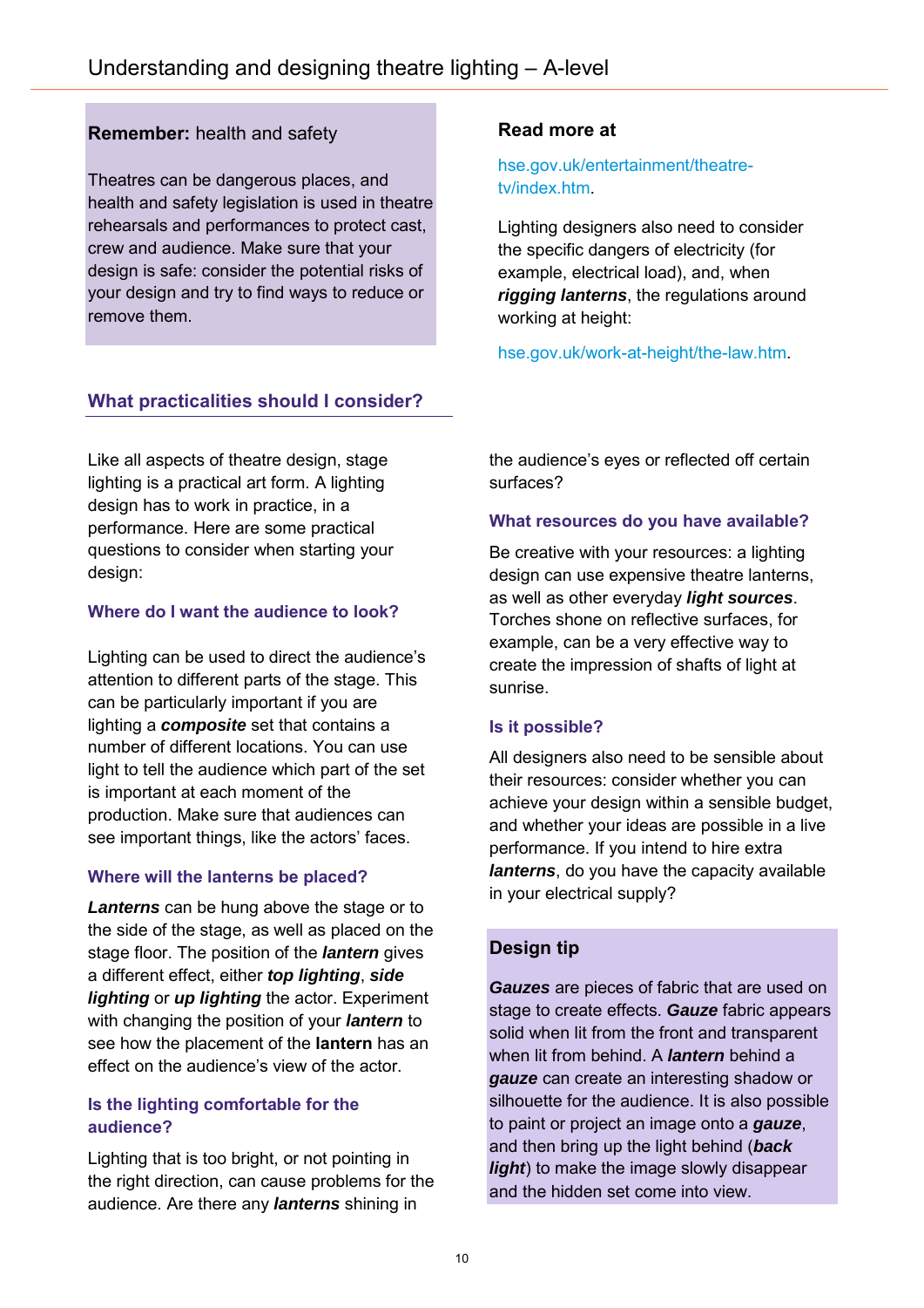**Remember:** health and safety

Theatres can be dangerous places, and health and safety legislation is used in theatre rehearsals and performances to protect cast, crew and audience. Make sure that your design is safe: consider the potential risks of your design and try to find ways to reduce or remove them.

**Read more at**

hse.gov.uk/entertainment/theatre-tv/index.htm.

Lighting designers also need to consider the specific dangers of electricity (for example, electrical load), and, when ***rigging lanterns***, the regulations around working at height:

hse.gov.uk/work-at-height/the-law.htm.

## What practicalities should I consider?

Like all aspects of theatre design, stage lighting is a practical art form. A lighting design has to work in practice, in a performance. Here are some practical questions to consider when starting your design:

### Where do I want the audience to look?

Lighting can be used to direct the audience's attention to different parts of the stage. This can be particularly important if you are lighting a ***composite*** set that contains a number of different locations. You can use light to tell the audience which part of the set is important at each moment of the production. Make sure that audiences can see important things, like the actors' faces.

### Where will the lanterns be placed?

***Lanterns*** can be hung above the stage or to the side of the stage, as well as placed on the stage floor. The position of the ***lantern*** gives a different effect, either ***top lighting***, ***side lighting*** or ***up lighting*** the actor. Experiment with changing the position of your ***lantern*** to see how the placement of the **lantern** has an effect on the audience's view of the actor.

### Is the lighting comfortable for the audience?

Lighting that is too bright, or not pointing in the right direction, can cause problems for the audience. Are there any ***lanterns*** shining in the audience's eyes or reflected off certain surfaces?

### What resources do you have available?

Be creative with your resources: a lighting design can use expensive theatre lanterns, as well as other everyday ***light sources***. Torches shone on reflective surfaces, for example, can be a very effective way to create the impression of shafts of light at sunrise.

### Is it possible?

All designers also need to be sensible about their resources: consider whether you can achieve your design within a sensible budget, and whether your ideas are possible in a live performance. If you intend to hire extra ***lanterns***, do you have the capacity available in your electrical supply?

**Design tip**

***Gauzes*** are pieces of fabric that are used on stage to create effects. ***Gauze*** fabric appears solid when lit from the front and transparent when lit from behind. A ***lantern*** behind a ***gauze*** can create an interesting shadow or silhouette for the audience. It is also possible to paint or project an image onto a ***gauze***, and then bring up the light behind (***back light***) to make the image slowly disappear and the hidden set come into view.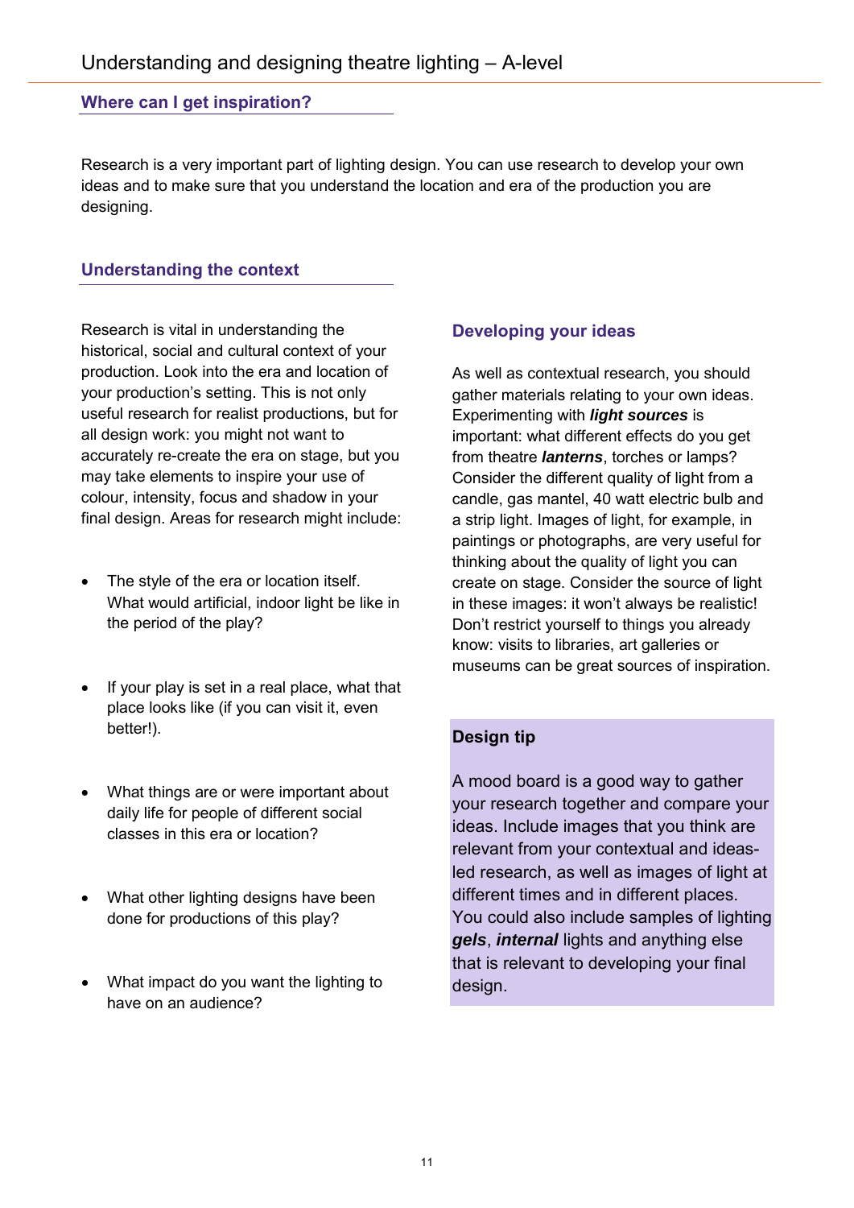## Where can I get inspiration?

Research is a very important part of lighting design. You can use research to develop your own ideas and to make sure that you understand the location and era of the production you are designing.

## Understanding the context

Research is vital in understanding the historical, social and cultural context of your production. Look into the era and location of your production's setting. This is not only useful research for realist productions, but for all design work: you might not want to accurately re-create the era on stage, but you may take elements to inspire your use of colour, intensity, focus and shadow in your final design. Areas for research might include:

- The style of the era or location itself. What would artificial, indoor light be like in the period of the play?
- If your play is set in a real place, what that place looks like (if you can visit it, even better!).
- What things are or were important about daily life for people of different social classes in this era or location?
- What other lighting designs have been done for productions of this play?
- What impact do you want the lighting to have on an audience?

### Developing your ideas

As well as contextual research, you should gather materials relating to your own ideas. Experimenting with ***light sources*** is important: what different effects do you get from theatre ***lanterns***, torches or lamps? Consider the different quality of light from a candle, gas mantel, 40 watt electric bulb and a strip light. Images of light, for example, in paintings or photographs, are very useful for thinking about the quality of light you can create on stage. Consider the source of light in these images: it won't always be realistic! Don't restrict yourself to things you already know: visits to libraries, art galleries or museums can be great sources of inspiration.

**Design tip**

A mood board is a good way to gather your research together and compare your ideas. Include images that you think are relevant from your contextual and ideas-led research, as well as images of light at different times and in different places. You could also include samples of lighting ***gels***, ***internal*** lights and anything else that is relevant to developing your final design.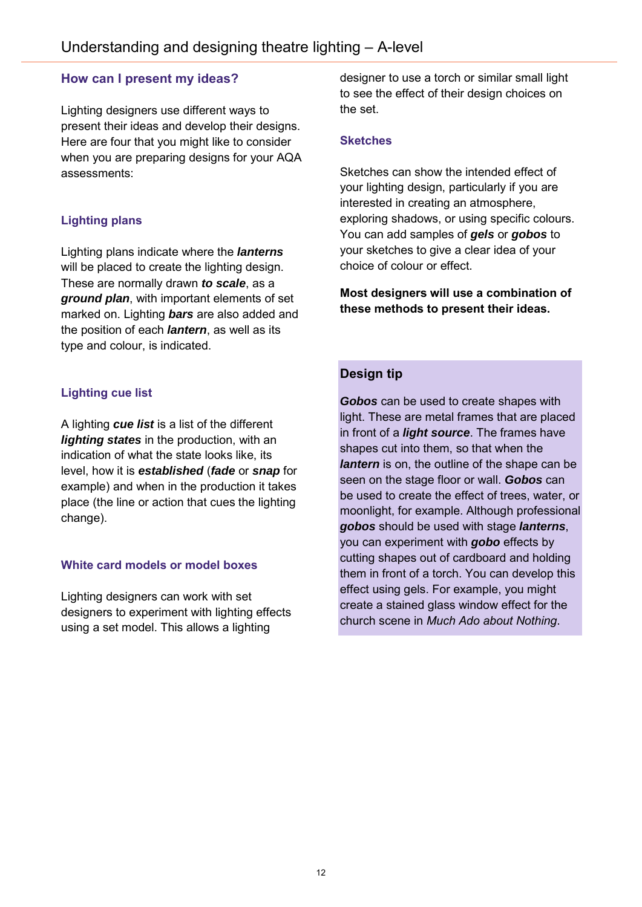## How can I present my ideas?

Lighting designers use different ways to present their ideas and develop their designs. Here are four that you might like to consider when you are preparing designs for your AQA assessments:

### Lighting plans

Lighting plans indicate where the ***lanterns*** will be placed to create the lighting design. These are normally drawn ***to scale***, as a ***ground plan***, with important elements of set marked on. Lighting ***bars*** are also added and the position of each ***lantern***, as well as its type and colour, is indicated.

### Lighting cue list

A lighting ***cue list*** is a list of the different ***lighting states*** in the production, with an indication of what the state looks like, its level, how it is ***established*** (***fade*** or ***snap*** for example) and when in the production it takes place (the line or action that cues the lighting change).

### White card models or model boxes

Lighting designers can work with set designers to experiment with lighting effects using a set model. This allows a lighting designer to use a torch or similar small light to see the effect of their design choices on the set.

### Sketches

Sketches can show the intended effect of your lighting design, particularly if you are interested in creating an atmosphere, exploring shadows, or using specific colours. You can add samples of ***gels*** or ***gobos*** to your sketches to give a clear idea of your choice of colour or effect.

**Most designers will use a combination of these methods to present their ideas.**

### Design tip

***Gobos*** can be used to create shapes with light. These are metal frames that are placed in front of a ***light source***. The frames have shapes cut into them, so that when the ***lantern*** is on, the outline of the shape can be seen on the stage floor or wall. ***Gobos*** can be used to create the effect of trees, water, or moonlight, for example. Although professional ***gobos*** should be used with stage ***lanterns***, you can experiment with ***gobo*** effects by cutting shapes out of cardboard and holding them in front of a torch. You can develop this effect using gels. For example, you might create a stained glass window effect for the church scene in *Much Ado about Nothing*.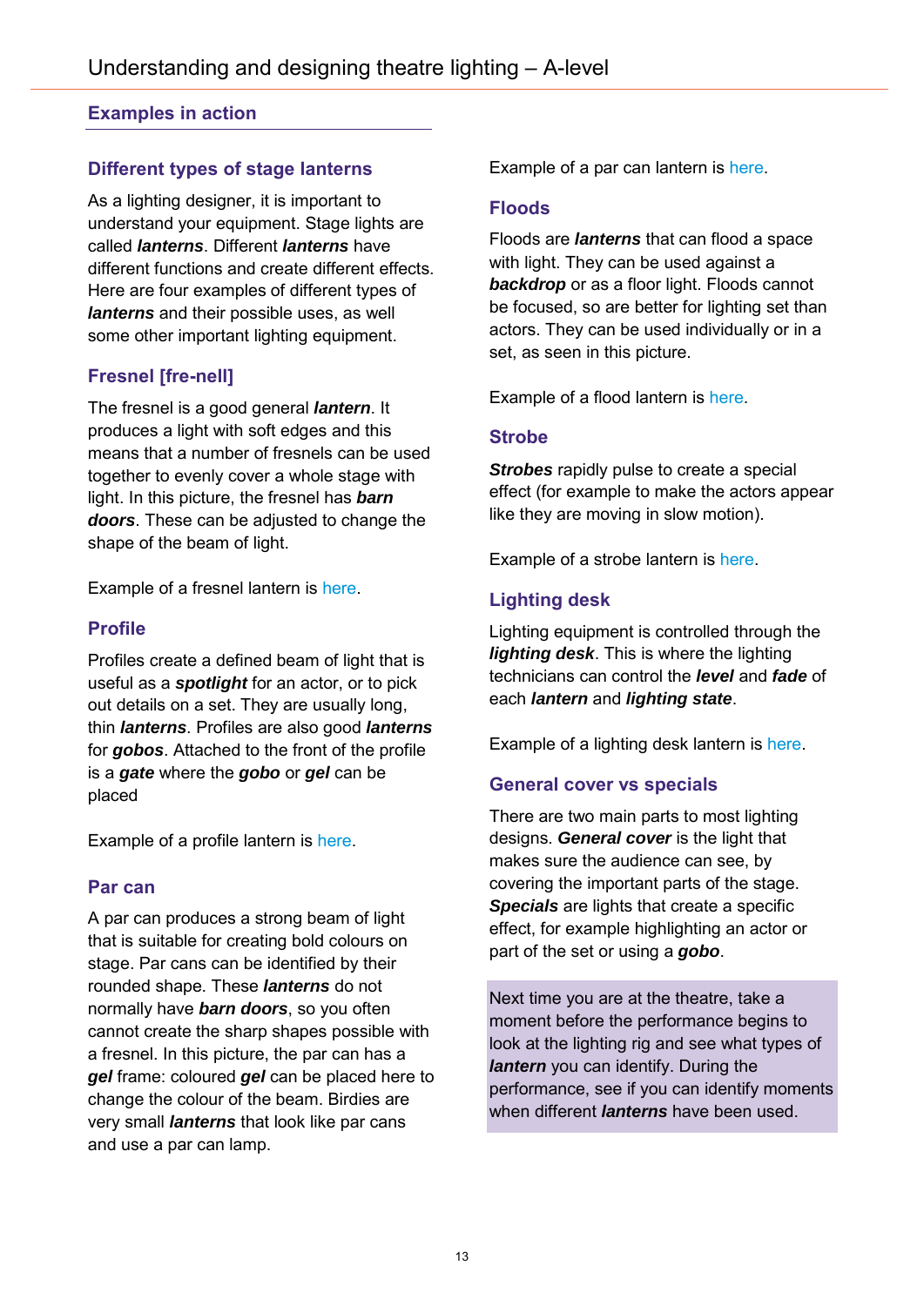## Examples in action

### Different types of stage lanterns

As a lighting designer, it is important to understand your equipment. Stage lights are called ***lanterns***. Different ***lanterns*** have different functions and create different effects. Here are four examples of different types of ***lanterns*** and their possible uses, as well some other important lighting equipment.

### Fresnel [fre-nell]

The fresnel is a good general ***lantern***. It produces a light with soft edges and this means that a number of fresnels can be used together to evenly cover a whole stage with light. In this picture, the fresnel has ***barn doors***. These can be adjusted to change the shape of the beam of light.

Example of a fresnel lantern is here.

### Profile

Profiles create a defined beam of light that is useful as a ***spotlight*** for an actor, or to pick out details on a set. They are usually long, thin ***lanterns***. Profiles are also good ***lanterns*** for ***gobos***. Attached to the front of the profile is a ***gate*** where the ***gobo*** or ***gel*** can be placed

Example of a profile lantern is here.

### Par can

A par can produces a strong beam of light that is suitable for creating bold colours on stage. Par cans can be identified by their rounded shape. These ***lanterns*** do not normally have ***barn doors***, so you often cannot create the sharp shapes possible with a fresnel. In this picture, the par can has a ***gel*** frame: coloured ***gel*** can be placed here to change the colour of the beam. Birdies are very small ***lanterns*** that look like par cans and use a par can lamp.

Example of a par can lantern is here.

### Floods

Floods are ***lanterns*** that can flood a space with light. They can be used against a ***backdrop*** or as a floor light. Floods cannot be focused, so are better for lighting set than actors. They can be used individually or in a set, as seen in this picture.

Example of a flood lantern is here.

### Strobe

***Strobes*** rapidly pulse to create a special effect (for example to make the actors appear like they are moving in slow motion).

Example of a strobe lantern is here.

### Lighting desk

Lighting equipment is controlled through the ***lighting desk***. This is where the lighting technicians can control the ***level*** and ***fade*** of each ***lantern*** and ***lighting state***.

Example of a lighting desk lantern is here.

### General cover vs specials

There are two main parts to most lighting designs. ***General cover*** is the light that makes sure the audience can see, by covering the important parts of the stage. ***Specials*** are lights that create a specific effect, for example highlighting an actor or part of the set or using a ***gobo***.

Next time you are at the theatre, take a moment before the performance begins to look at the lighting rig and see what types of ***lantern*** you can identify. During the performance, see if you can identify moments when different ***lanterns*** have been used.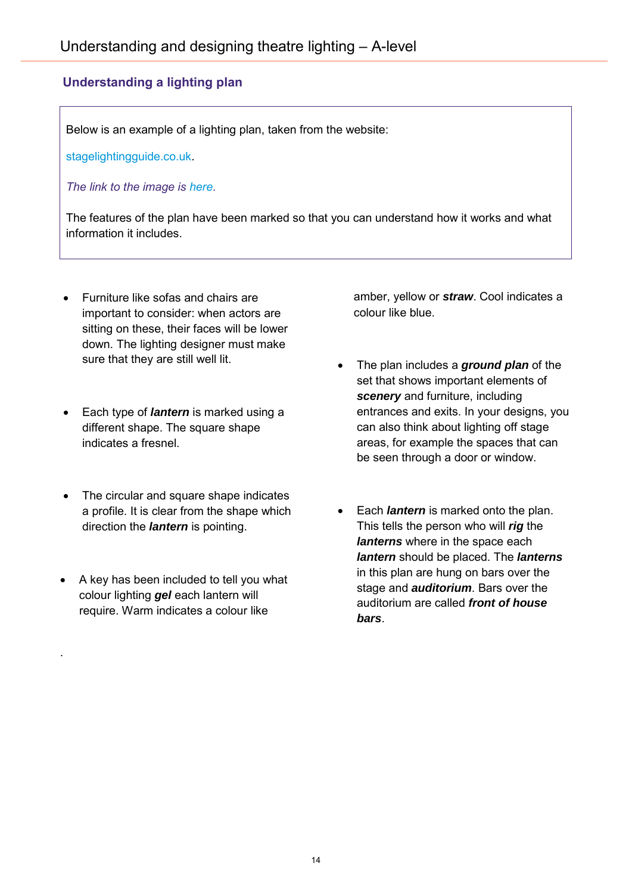## Understanding a lighting plan

Below is an example of a lighting plan, taken from the website:

stagelightingguide.co.uk.

*The link to the image is here.*

The features of the plan have been marked so that you can understand how it works and what information it includes.

- Furniture like sofas and chairs are important to consider: when actors are sitting on these, their faces will be lower down. The lighting designer must make sure that they are still well lit.
- Each type of ***lantern*** is marked using a different shape. The square shape indicates a fresnel.
- The circular and square shape indicates a profile. It is clear from the shape which direction the ***lantern*** is pointing.
- A key has been included to tell you what colour lighting ***gel*** each lantern will require. Warm indicates a colour like amber, yellow or ***straw***. Cool indicates a colour like blue.
- The plan includes a ***ground plan*** of the set that shows important elements of ***scenery*** and furniture, including entrances and exits. In your designs, you can also think about lighting off stage areas, for example the spaces that can be seen through a door or window.
- Each ***lantern*** is marked onto the plan. This tells the person who will ***rig*** the ***lanterns*** where in the space each ***lantern*** should be placed. The ***lanterns*** in this plan are hung on bars over the stage and ***auditorium***. Bars over the auditorium are called ***front of house bars***.

.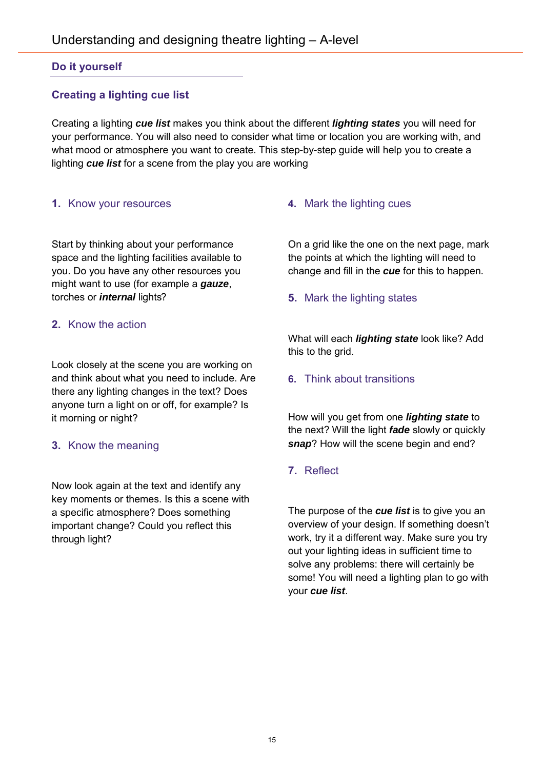## Do it yourself

### Creating a lighting cue list

Creating a lighting ***cue list*** makes you think about the different ***lighting states*** you will need for your performance. You will also need to consider what time or location you are working with, and what mood or atmosphere you want to create. This step-by-step guide will help you to create a lighting ***cue list*** for a scene from the play you are working

#### 1. Know your resources

Start by thinking about your performance space and the lighting facilities available to you. Do you have any other resources you might want to use (for example a ***gauze***, torches or ***internal*** lights?

#### 2. Know the action

Look closely at the scene you are working on and think about what you need to include. Are there any lighting changes in the text? Does anyone turn a light on or off, for example? Is it morning or night?

#### 3. Know the meaning

Now look again at the text and identify any key moments or themes. Is this a scene with a specific atmosphere? Does something important change? Could you reflect this through light?

#### 4. Mark the lighting cues

On a grid like the one on the next page, mark the points at which the lighting will need to change and fill in the ***cue*** for this to happen.

#### 5. Mark the lighting states

What will each ***lighting state*** look like? Add this to the grid.

#### 6. Think about transitions

How will you get from one ***lighting state*** to the next? Will the light ***fade*** slowly or quickly ***snap***? How will the scene begin and end?

#### 7. Reflect

The purpose of the ***cue list*** is to give you an overview of your design. If something doesn't work, try it a different way. Make sure you try out your lighting ideas in sufficient time to solve any problems: there will certainly be some! You will need a lighting plan to go with your ***cue list***.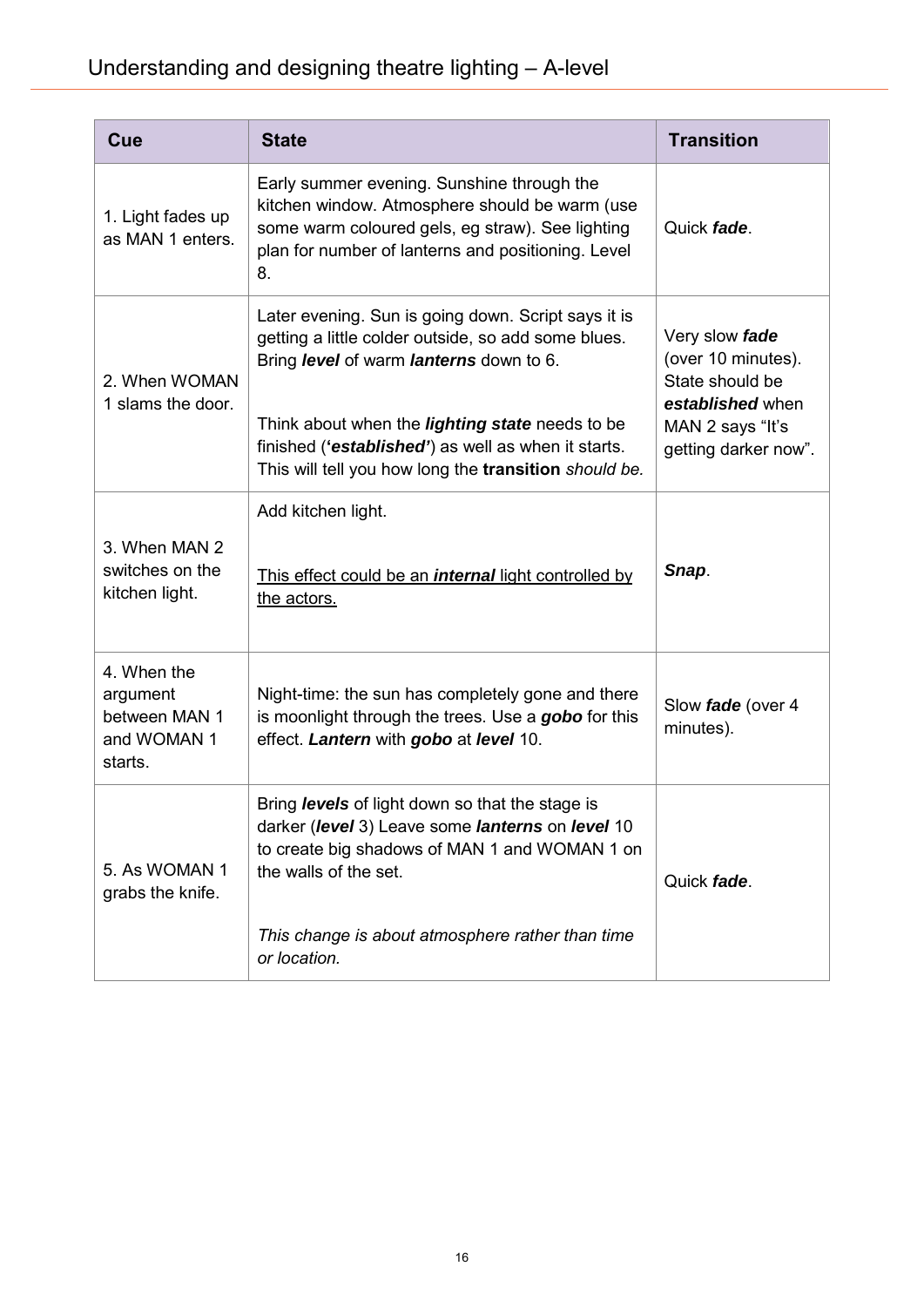| Cue | State | Transition |
|---|---|---|
| 1. Light fades up as MAN 1 enters. | Early summer evening. Sunshine through the kitchen window. Atmosphere should be warm (use some warm coloured gels, eg straw). See lighting plan for number of lanterns and positioning. Level 8. | Quick ***fade***. |
| 2. When WOMAN 1 slams the door. | Later evening. Sun is going down. Script says it is getting a little colder outside, so add some blues. Bring ***level*** of warm ***lanterns*** down to 6.<br><br>Think about when the ***lighting state*** needs to be finished (**'*established*'**) as well as when it starts. This will tell you how long the **transition** *should be.* | Very slow ***fade*** (over 10 minutes). State should be ***established*** when MAN 2 says "It's getting darker now". |
| 3. When MAN 2 switches on the kitchen light. | Add kitchen light.<br><br><u>This effect could be an ***internal*** light controlled by the actors.</u> | ***Snap***. |
| 4. When the argument between MAN 1 and WOMAN 1 starts. | Night-time: the sun has completely gone and there is moonlight through the trees. Use a ***gobo*** for this effect. ***Lantern*** with ***gobo*** at ***level*** 10. | Slow ***fade*** (over 4 minutes). |
| 5. As WOMAN 1 grabs the knife. | Bring ***levels*** of light down so that the stage is darker (***level*** 3) Leave some ***lanterns*** on ***level*** 10 to create big shadows of MAN 1 and WOMAN 1 on the walls of the set.<br><br>*This change is about atmosphere rather than time or location.* | Quick ***fade***. |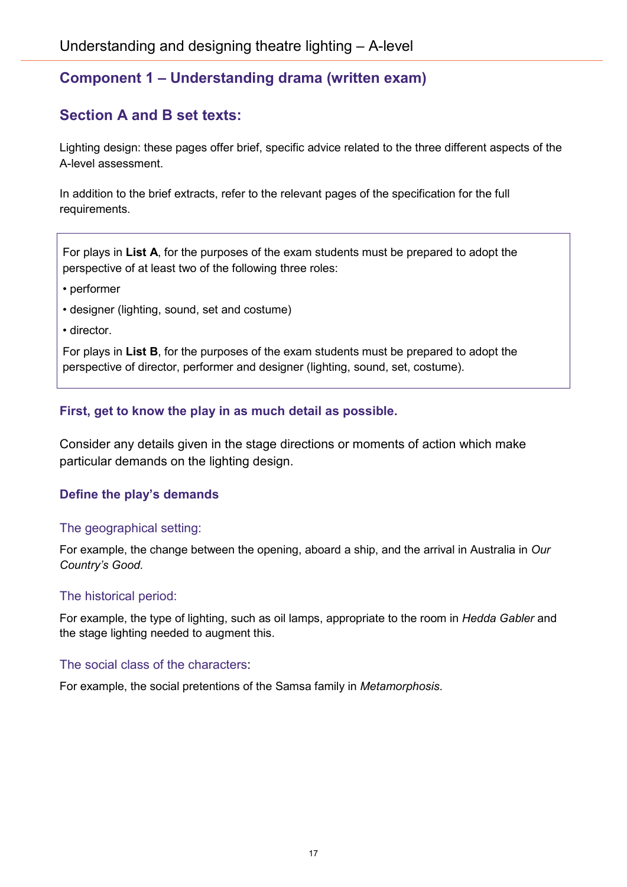## Component 1 – Understanding drama (written exam)

## Section A and B set texts:

Lighting design: these pages offer brief, specific advice related to the three different aspects of the A-level assessment.

In addition to the brief extracts, refer to the relevant pages of the specification for the full requirements.

> For plays in **List A**, for the purposes of the exam students must be prepared to adopt the perspective of at least two of the following three roles:
>
> - performer
> - designer (lighting, sound, set and costume)
> - director.
>
> For plays in **List B**, for the purposes of the exam students must be prepared to adopt the perspective of director, performer and designer (lighting, sound, set, costume).

### First, get to know the play in as much detail as possible.

Consider any details given in the stage directions or moments of action which make particular demands on the lighting design.

### Define the play's demands

#### The geographical setting:

For example, the change between the opening, aboard a ship, and the arrival in Australia in *Our Country's Good.*

#### The historical period:

For example, the type of lighting, such as oil lamps, appropriate to the room in *Hedda Gabler* and the stage lighting needed to augment this.

#### The social class of the characters:

For example, the social pretentions of the Samsa family in *Metamorphosis*.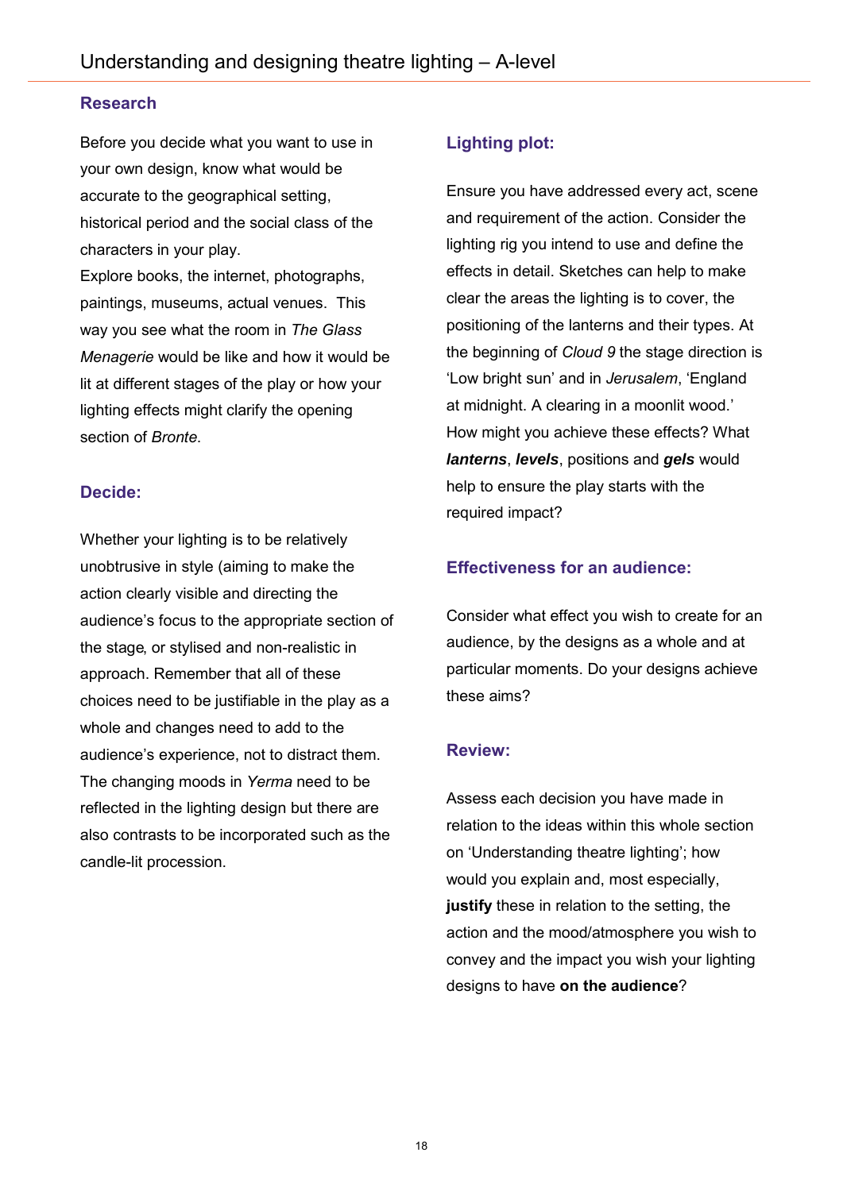## Research

Before you decide what you want to use in your own design, know what would be accurate to the geographical setting, historical period and the social class of the characters in your play.
Explore books, the internet, photographs, paintings, museums, actual venues. This way you see what the room in *The Glass Menagerie* would be like and how it would be lit at different stages of the play or how your lighting effects might clarify the opening section of *Bronte*.

## Decide:

Whether your lighting is to be relatively unobtrusive in style (aiming to make the action clearly visible and directing the audience's focus to the appropriate section of the stage, or stylised and non-realistic in approach. Remember that all of these choices need to be justifiable in the play as a whole and changes need to add to the audience's experience, not to distract them. The changing moods in *Yerma* need to be reflected in the lighting design but there are also contrasts to be incorporated such as the candle-lit procession.

## Lighting plot:

Ensure you have addressed every act, scene and requirement of the action. Consider the lighting rig you intend to use and define the effects in detail. Sketches can help to make clear the areas the lighting is to cover, the positioning of the lanterns and their types. At the beginning of *Cloud 9* the stage direction is 'Low bright sun' and in *Jerusalem*, 'England at midnight. A clearing in a moonlit wood.' How might you achieve these effects? What ***lanterns***, ***levels***, positions and ***gels*** would help to ensure the play starts with the required impact?

## Effectiveness for an audience:

Consider what effect you wish to create for an audience, by the designs as a whole and at particular moments. Do your designs achieve these aims?

## Review:

Assess each decision you have made in relation to the ideas within this whole section on 'Understanding theatre lighting'; how would you explain and, most especially, **justify** these in relation to the setting, the action and the mood/atmosphere you wish to convey and the impact you wish your lighting designs to have **on the audience**?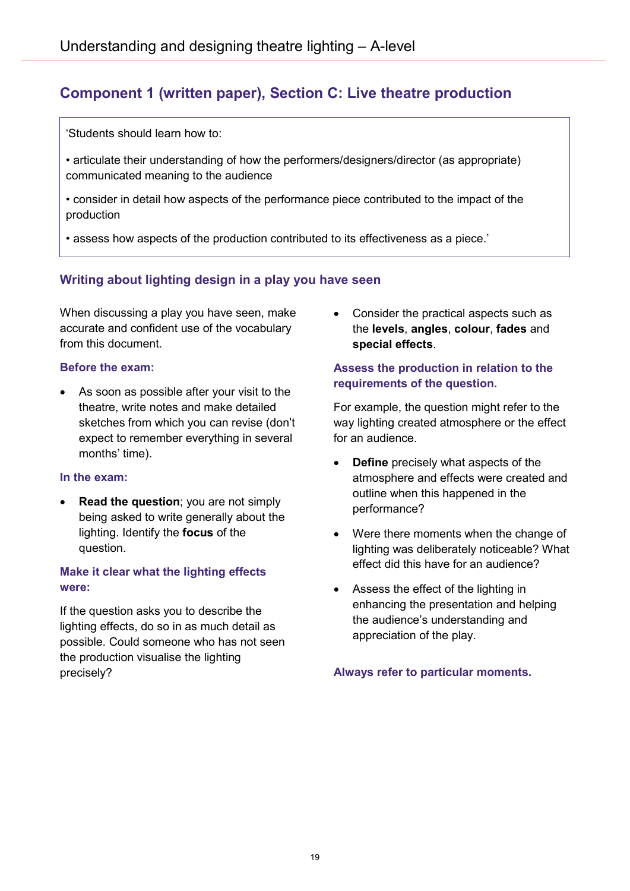## Component 1 (written paper), Section C: Live theatre production

> 'Students should learn how to:
>
> • articulate their understanding of how the performers/designers/director (as appropriate) communicated meaning to the audience
>
> • consider in detail how aspects of the performance piece contributed to the impact of the production
>
> • assess how aspects of the production contributed to its effectiveness as a piece.'

### Writing about lighting design in a play you have seen

When discussing a play you have seen, make accurate and confident use of the vocabulary from this document.

#### Before the exam:

- As soon as possible after your visit to the theatre, write notes and make detailed sketches from which you can revise (don't expect to remember everything in several months' time).

#### In the exam:

- **Read the question**; you are not simply being asked to write generally about the lighting. Identify the **focus** of the question.

#### Make it clear what the lighting effects were:

If the question asks you to describe the lighting effects, do so in as much detail as possible. Could someone who has not seen the production visualise the lighting precisely?

- Consider the practical aspects such as the **levels**, **angles**, **colour**, **fades** and **special effects**.

#### Assess the production in relation to the requirements of the question.

For example, the question might refer to the way lighting created atmosphere or the effect for an audience.

- **Define** precisely what aspects of the atmosphere and effects were created and outline when this happened in the performance?
- Were there moments when the change of lighting was deliberately noticeable? What effect did this have for an audience?
- Assess the effect of the lighting in enhancing the presentation and helping the audience's understanding and appreciation of the play.

#### Always refer to particular moments.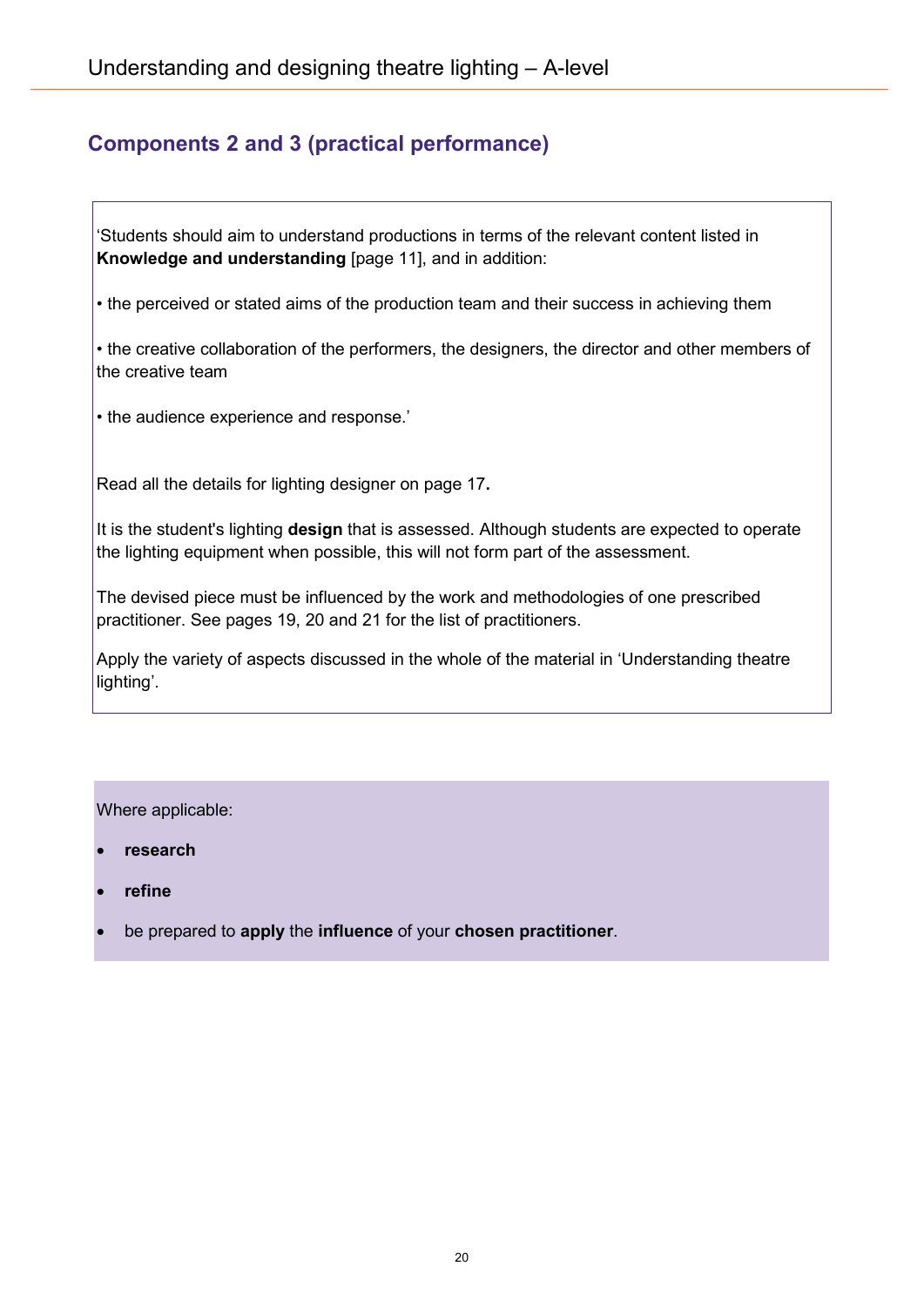## Components 2 and 3 (practical performance)

'Students should aim to understand productions in terms of the relevant content listed in **Knowledge and understanding** [page 11], and in addition:

• the perceived or stated aims of the production team and their success in achieving them

• the creative collaboration of the performers, the designers, the director and other members of the creative team

• the audience experience and response.'

Read all the details for lighting designer on page 17**.**

It is the student's lighting **design** that is assessed. Although students are expected to operate the lighting equipment when possible, this will not form part of the assessment.

The devised piece must be influenced by the work and methodologies of one prescribed practitioner. See pages 19, 20 and 21 for the list of practitioners.

Apply the variety of aspects discussed in the whole of the material in 'Understanding theatre lighting'.

Where applicable:

- **research**
- **refine**
- be prepared to **apply** the **influence** of your **chosen practitioner**.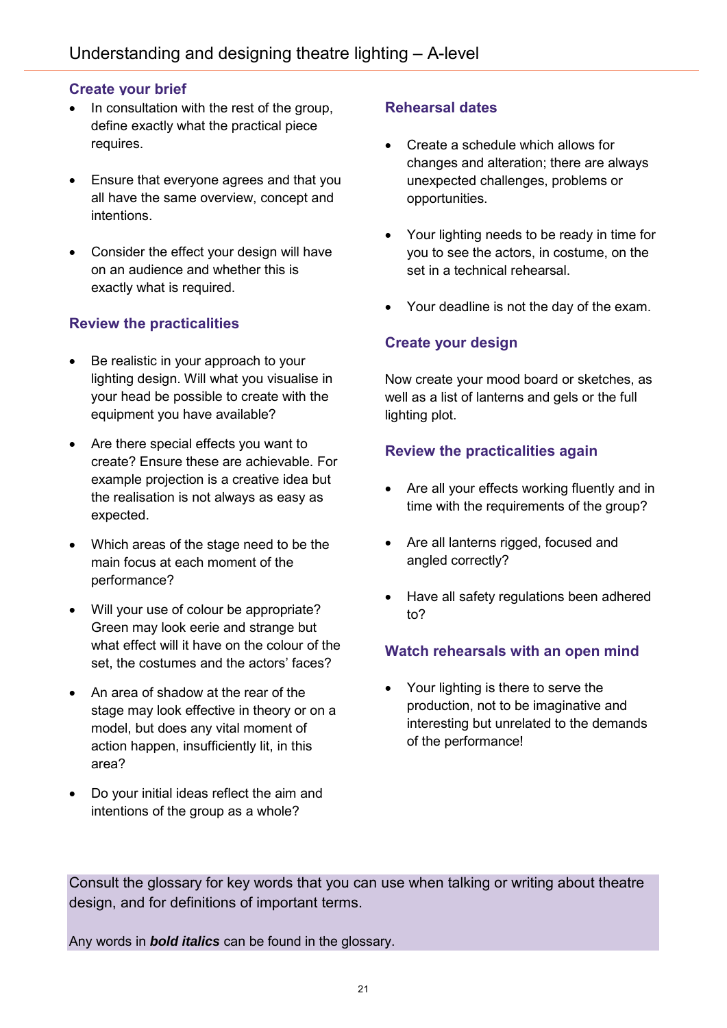## Create your brief

- In consultation with the rest of the group, define exactly what the practical piece requires.
- Ensure that everyone agrees and that you all have the same overview, concept and intentions.
- Consider the effect your design will have on an audience and whether this is exactly what is required.

## Review the practicalities

- Be realistic in your approach to your lighting design. Will what you visualise in your head be possible to create with the equipment you have available?
- Are there special effects you want to create? Ensure these are achievable. For example projection is a creative idea but the realisation is not always as easy as expected.
- Which areas of the stage need to be the main focus at each moment of the performance?
- Will your use of colour be appropriate? Green may look eerie and strange but what effect will it have on the colour of the set, the costumes and the actors' faces?
- An area of shadow at the rear of the stage may look effective in theory or on a model, but does any vital moment of action happen, insufficiently lit, in this area?
- Do your initial ideas reflect the aim and intentions of the group as a whole?

## Rehearsal dates

- Create a schedule which allows for changes and alteration; there are always unexpected challenges, problems or opportunities.
- Your lighting needs to be ready in time for you to see the actors, in costume, on the set in a technical rehearsal.
- Your deadline is not the day of the exam.

## Create your design

Now create your mood board or sketches, as well as a list of lanterns and gels or the full lighting plot.

## Review the practicalities again

- Are all your effects working fluently and in time with the requirements of the group?
- Are all lanterns rigged, focused and angled correctly?
- Have all safety regulations been adhered to?

## Watch rehearsals with an open mind

- Your lighting is there to serve the production, not to be imaginative and interesting but unrelated to the demands of the performance!

Consult the glossary for key words that you can use when talking or writing about theatre design, and for definitions of important terms.

Any words in ***bold italics*** can be found in the glossary.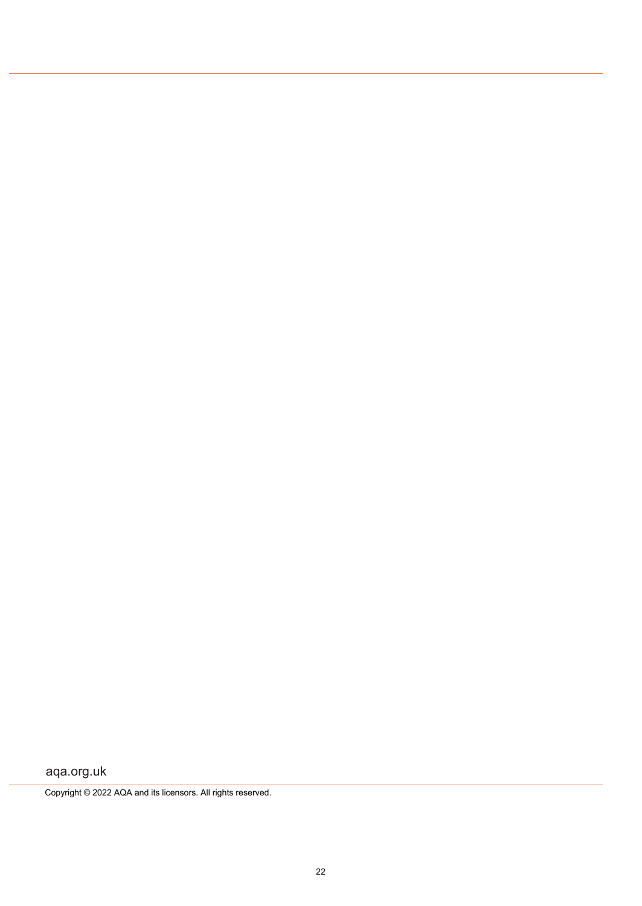aqa.org.uk

Copyright © 2022 AQA and its licensors. All rights reserved.